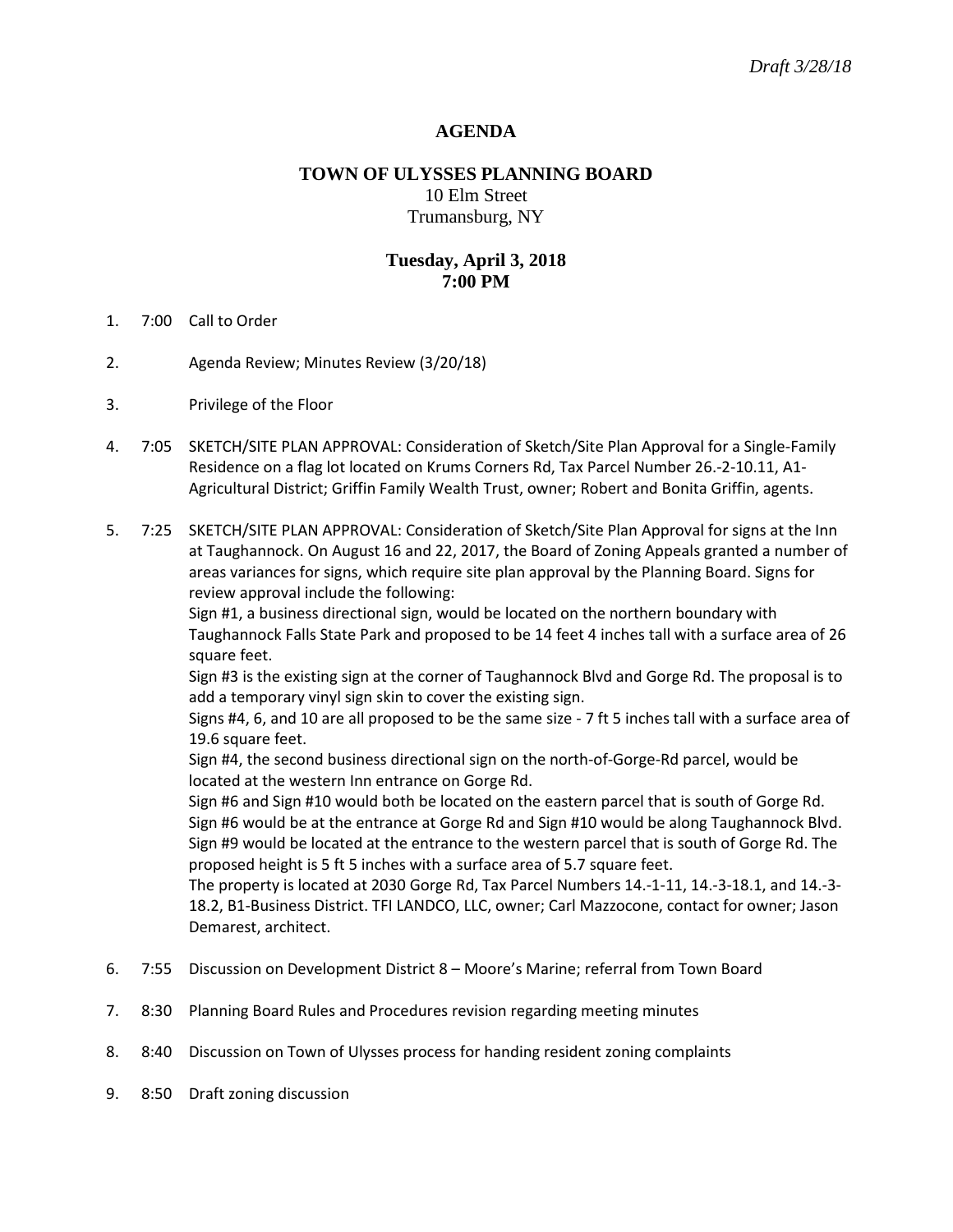*Draft 3/28/18*

# AGENDA

## TOWN OF ULYSSES PLANNING BOARD

10 Elm Street
Trumansburg, NY

### Tuesday, April 3, 2018
### 7:00 PM

1. 7:00 Call to Order

2. Agenda Review; Minutes Review (3/20/18)

3. Privilege of the Floor

4. 7:05 SKETCH/SITE PLAN APPROVAL: Consideration of Sketch/Site Plan Approval for a Single-Family Residence on a flag lot located on Krums Corners Rd, Tax Parcel Number 26.-2-10.11, A1-Agricultural District; Griffin Family Wealth Trust, owner; Robert and Bonita Griffin, agents.

5. 7:25 SKETCH/SITE PLAN APPROVAL: Consideration of Sketch/Site Plan Approval for signs at the Inn at Taughannock. On August 16 and 22, 2017, the Board of Zoning Appeals granted a number of areas variances for signs, which require site plan approval by the Planning Board. Signs for review approval include the following:
   Sign #1, a business directional sign, would be located on the northern boundary with Taughannock Falls State Park and proposed to be 14 feet 4 inches tall with a surface area of 26 square feet.
   Sign #3 is the existing sign at the corner of Taughannock Blvd and Gorge Rd. The proposal is to add a temporary vinyl sign skin to cover the existing sign.
   Signs #4, 6, and 10 are all proposed to be the same size - 7 ft 5 inches tall with a surface area of 19.6 square feet.
   Sign #4, the second business directional sign on the north-of-Gorge-Rd parcel, would be located at the western Inn entrance on Gorge Rd.
   Sign #6 and Sign #10 would both be located on the eastern parcel that is south of Gorge Rd. Sign #6 would be at the entrance at Gorge Rd and Sign #10 would be along Taughannock Blvd.
   Sign #9 would be located at the entrance to the western parcel that is south of Gorge Rd. The proposed height is 5 ft 5 inches with a surface area of 5.7 square feet.
   The property is located at 2030 Gorge Rd, Tax Parcel Numbers 14.-1-11, 14.-3-18.1, and 14.-3-18.2, B1-Business District. TFI LANDCO, LLC, owner; Carl Mazzocone, contact for owner; Jason Demarest, architect.

6. 7:55 Discussion on Development District 8 – Moore's Marine; referral from Town Board

7. 8:30 Planning Board Rules and Procedures revision regarding meeting minutes

8. 8:40 Discussion on Town of Ulysses process for handing resident zoning complaints

9. 8:50 Draft zoning discussion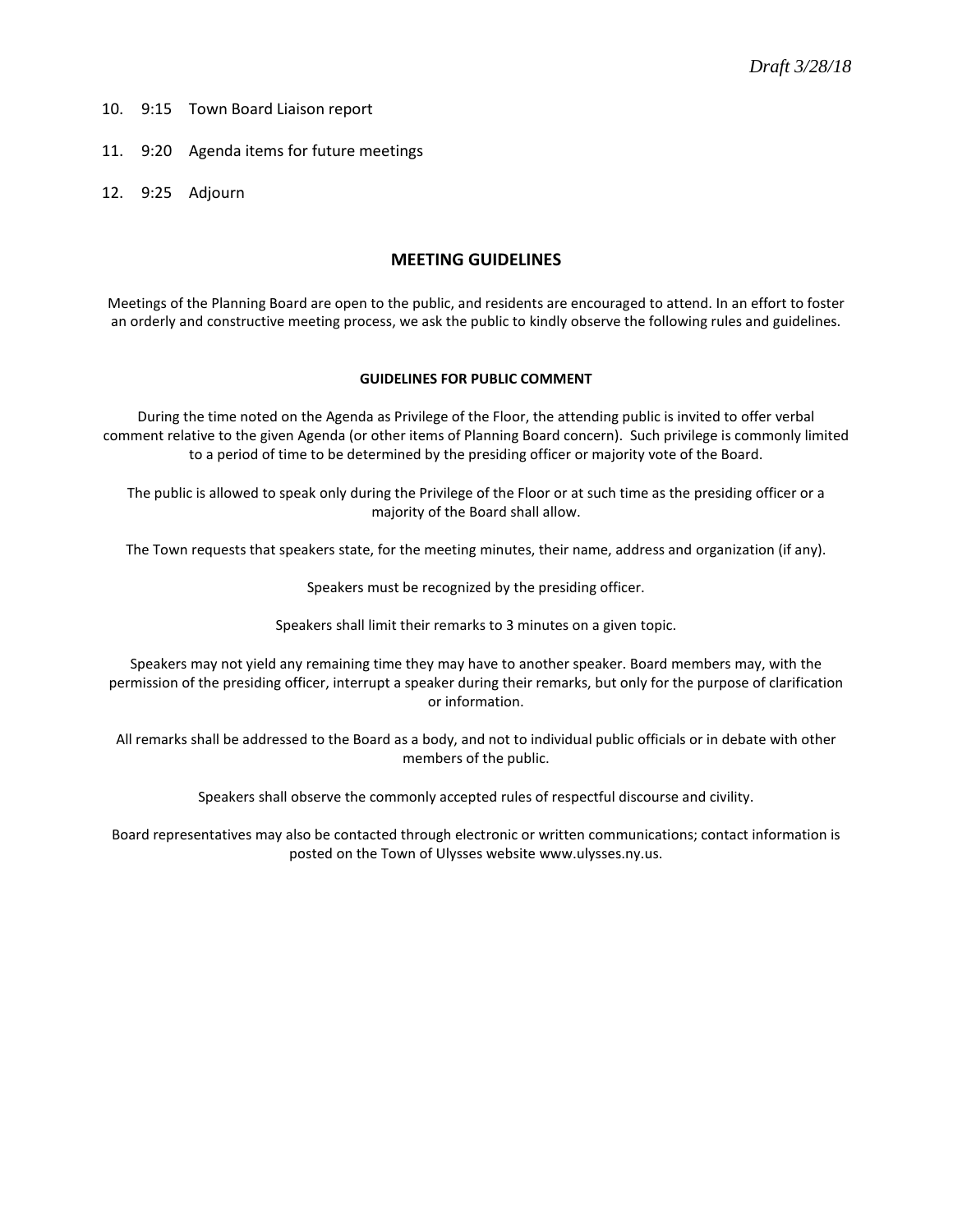*Draft 3/28/18*

10. 9:15 Town Board Liaison report

11. 9:20 Agenda items for future meetings

12. 9:25 Adjourn

## MEETING GUIDELINES

Meetings of the Planning Board are open to the public, and residents are encouraged to attend. In an effort to foster an orderly and constructive meeting process, we ask the public to kindly observe the following rules and guidelines.

### GUIDELINES FOR PUBLIC COMMENT

During the time noted on the Agenda as Privilege of the Floor, the attending public is invited to offer verbal comment relative to the given Agenda (or other items of Planning Board concern). Such privilege is commonly limited to a period of time to be determined by the presiding officer or majority vote of the Board.

The public is allowed to speak only during the Privilege of the Floor or at such time as the presiding officer or a majority of the Board shall allow.

The Town requests that speakers state, for the meeting minutes, their name, address and organization (if any).

Speakers must be recognized by the presiding officer.

Speakers shall limit their remarks to 3 minutes on a given topic.

Speakers may not yield any remaining time they may have to another speaker. Board members may, with the permission of the presiding officer, interrupt a speaker during their remarks, but only for the purpose of clarification or information.

All remarks shall be addressed to the Board as a body, and not to individual public officials or in debate with other members of the public.

Speakers shall observe the commonly accepted rules of respectful discourse and civility.

Board representatives may also be contacted through electronic or written communications; contact information is posted on the Town of Ulysses website www.ulysses.ny.us.